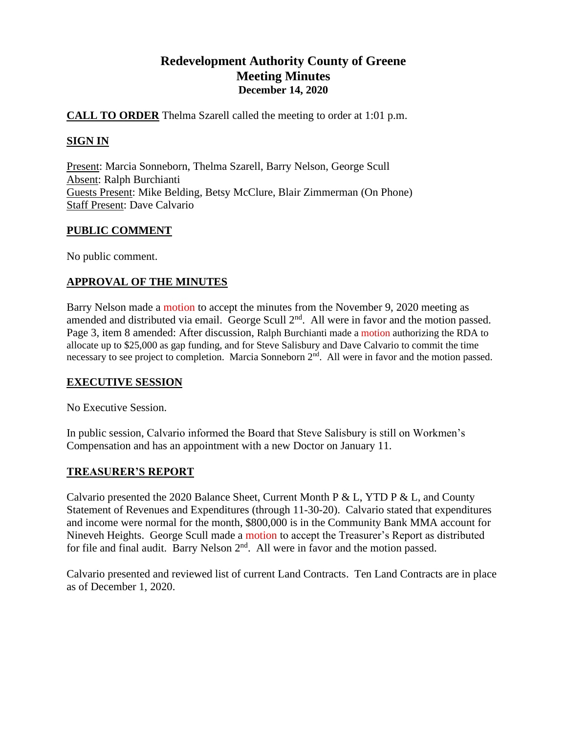# Redevelopment Authority County of Greene
## Meeting Minutes
### December 14, 2020

**CALL TO ORDER** Thelma Szarell called the meeting to order at 1:01 p.m.

**SIGN IN**

Present: Marcia Sonneborn, Thelma Szarell, Barry Nelson, George Scull
Absent: Ralph Burchianti
Guests Present: Mike Belding, Betsy McClure, Blair Zimmerman (On Phone)
Staff Present: Dave Calvario

**PUBLIC COMMENT**

No public comment.

**APPROVAL OF THE MINUTES**

Barry Nelson made a motion to accept the minutes from the November 9, 2020 meeting as amended and distributed via email. George Scull 2nd. All were in favor and the motion passed. Page 3, item 8 amended: After discussion, Ralph Burchianti made a motion authorizing the RDA to allocate up to $25,000 as gap funding, and for Steve Salisbury and Dave Calvario to commit the time necessary to see project to completion. Marcia Sonneborn 2nd. All were in favor and the motion passed.

**EXECUTIVE SESSION**

No Executive Session.

In public session, Calvario informed the Board that Steve Salisbury is still on Workmen's Compensation and has an appointment with a new Doctor on January 11.

**TREASURER'S REPORT**

Calvario presented the 2020 Balance Sheet, Current Month P & L, YTD P & L, and County Statement of Revenues and Expenditures (through 11-30-20). Calvario stated that expenditures and income were normal for the month, $800,000 is in the Community Bank MMA account for Nineveh Heights. George Scull made a motion to accept the Treasurer's Report as distributed for file and final audit. Barry Nelson 2nd. All were in favor and the motion passed.

Calvario presented and reviewed list of current Land Contracts. Ten Land Contracts are in place as of December 1, 2020.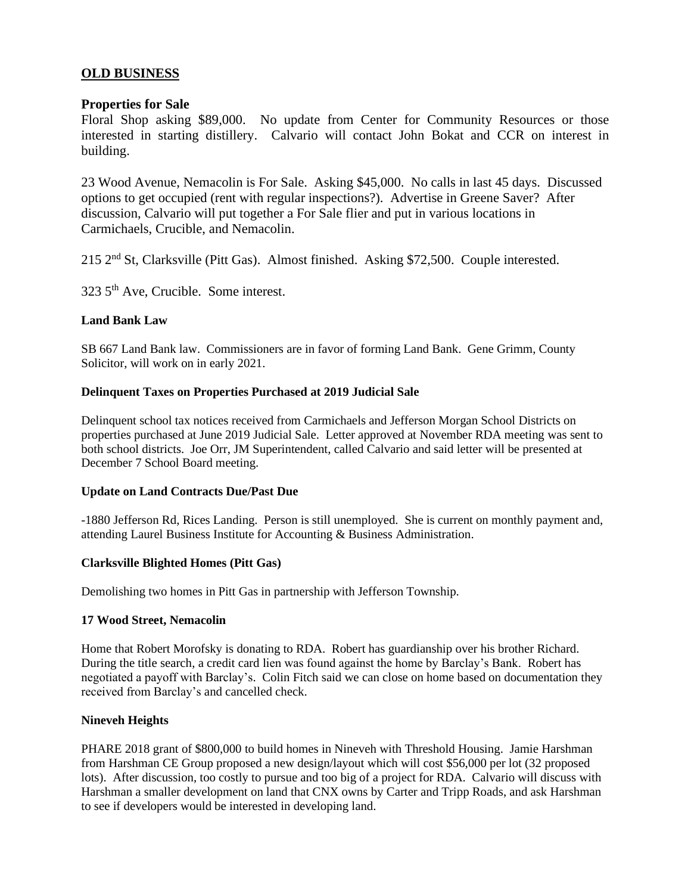## OLD BUSINESS

### Properties for Sale

Floral Shop asking $89,000. No update from Center for Community Resources or those interested in starting distillery. Calvario will contact John Bokat and CCR on interest in building.

23 Wood Avenue, Nemacolin is For Sale. Asking $45,000. No calls in last 45 days. Discussed options to get occupied (rent with regular inspections?). Advertise in Greene Saver? After discussion, Calvario will put together a For Sale flier and put in various locations in Carmichaels, Crucible, and Nemacolin.

215 2nd St, Clarksville (Pitt Gas). Almost finished. Asking $72,500. Couple interested.

323 5th Ave, Crucible. Some interest.

#### Land Bank Law

SB 667 Land Bank law. Commissioners are in favor of forming Land Bank. Gene Grimm, County Solicitor, will work on in early 2021.

#### Delinquent Taxes on Properties Purchased at 2019 Judicial Sale

Delinquent school tax notices received from Carmichaels and Jefferson Morgan School Districts on properties purchased at June 2019 Judicial Sale. Letter approved at November RDA meeting was sent to both school districts. Joe Orr, JM Superintendent, called Calvario and said letter will be presented at December 7 School Board meeting.

#### Update on Land Contracts Due/Past Due

-1880 Jefferson Rd, Rices Landing. Person is still unemployed. She is current on monthly payment and, attending Laurel Business Institute for Accounting & Business Administration.

#### Clarksville Blighted Homes (Pitt Gas)

Demolishing two homes in Pitt Gas in partnership with Jefferson Township.

#### 17 Wood Street, Nemacolin

Home that Robert Morofsky is donating to RDA. Robert has guardianship over his brother Richard. During the title search, a credit card lien was found against the home by Barclay's Bank. Robert has negotiated a payoff with Barclay's. Colin Fitch said we can close on home based on documentation they received from Barclay's and cancelled check.

#### Nineveh Heights

PHARE 2018 grant of $800,000 to build homes in Nineveh with Threshold Housing. Jamie Harshman from Harshman CE Group proposed a new design/layout which will cost $56,000 per lot (32 proposed lots). After discussion, too costly to pursue and too big of a project for RDA. Calvario will discuss with Harshman a smaller development on land that CNX owns by Carter and Tripp Roads, and ask Harshman to see if developers would be interested in developing land.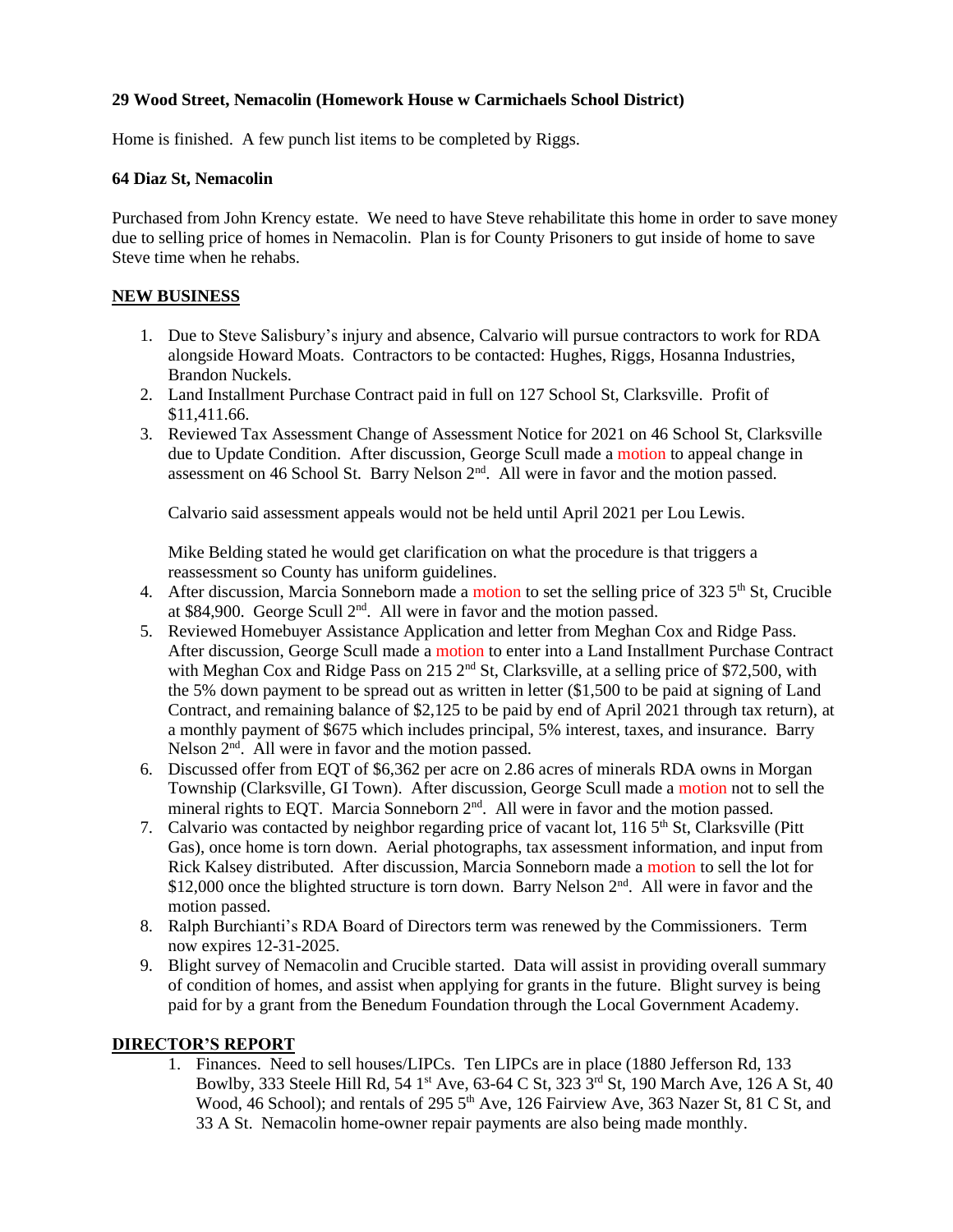**29 Wood Street, Nemacolin (Homework House w Carmichaels School District)**

Home is finished. A few punch list items to be completed by Riggs.

**64 Diaz St, Nemacolin**

Purchased from John Krency estate. We need to have Steve rehabilitate this home in order to save money due to selling price of homes in Nemacolin. Plan is for County Prisoners to gut inside of home to save Steve time when he rehabs.

**NEW BUSINESS**

1. Due to Steve Salisbury's injury and absence, Calvario will pursue contractors to work for RDA alongside Howard Moats. Contractors to be contacted: Hughes, Riggs, Hosanna Industries, Brandon Nuckels.
2. Land Installment Purchase Contract paid in full on 127 School St, Clarksville. Profit of $11,411.66.
3. Reviewed Tax Assessment Change of Assessment Notice for 2021 on 46 School St, Clarksville due to Update Condition. After discussion, George Scull made a motion to appeal change in assessment on 46 School St. Barry Nelson 2nd. All were in favor and the motion passed.

   Calvario said assessment appeals would not be held until April 2021 per Lou Lewis.

   Mike Belding stated he would get clarification on what the procedure is that triggers a reassessment so County has uniform guidelines.
4. After discussion, Marcia Sonneborn made a motion to set the selling price of 323 5th St, Crucible at $84,900. George Scull 2nd. All were in favor and the motion passed.
5. Reviewed Homebuyer Assistance Application and letter from Meghan Cox and Ridge Pass. After discussion, George Scull made a motion to enter into a Land Installment Purchase Contract with Meghan Cox and Ridge Pass on 215 2nd St, Clarksville, at a selling price of $72,500, with the 5% down payment to be spread out as written in letter ($1,500 to be paid at signing of Land Contract, and remaining balance of $2,125 to be paid by end of April 2021 through tax return), at a monthly payment of $675 which includes principal, 5% interest, taxes, and insurance. Barry Nelson 2nd. All were in favor and the motion passed.
6. Discussed offer from EQT of $6,362 per acre on 2.86 acres of minerals RDA owns in Morgan Township (Clarksville, GI Town). After discussion, George Scull made a motion not to sell the mineral rights to EQT. Marcia Sonneborn 2nd. All were in favor and the motion passed.
7. Calvario was contacted by neighbor regarding price of vacant lot, 116 5th St, Clarksville (Pitt Gas), once home is torn down. Aerial photographs, tax assessment information, and input from Rick Kalsey distributed. After discussion, Marcia Sonneborn made a motion to sell the lot for $12,000 once the blighted structure is torn down. Barry Nelson 2nd. All were in favor and the motion passed.
8. Ralph Burchianti's RDA Board of Directors term was renewed by the Commissioners. Term now expires 12-31-2025.
9. Blight survey of Nemacolin and Crucible started. Data will assist in providing overall summary of condition of homes, and assist when applying for grants in the future. Blight survey is being paid for by a grant from the Benedum Foundation through the Local Government Academy.

**DIRECTOR'S REPORT**

1. Finances. Need to sell houses/LIPCs. Ten LIPCs are in place (1880 Jefferson Rd, 133 Bowlby, 333 Steele Hill Rd, 54 1st Ave, 63-64 C St, 323 3rd St, 190 March Ave, 126 A St, 40 Wood, 46 School); and rentals of 295 5th Ave, 126 Fairview Ave, 363 Nazer St, 81 C St, and 33 A St. Nemacolin home-owner repair payments are also being made monthly.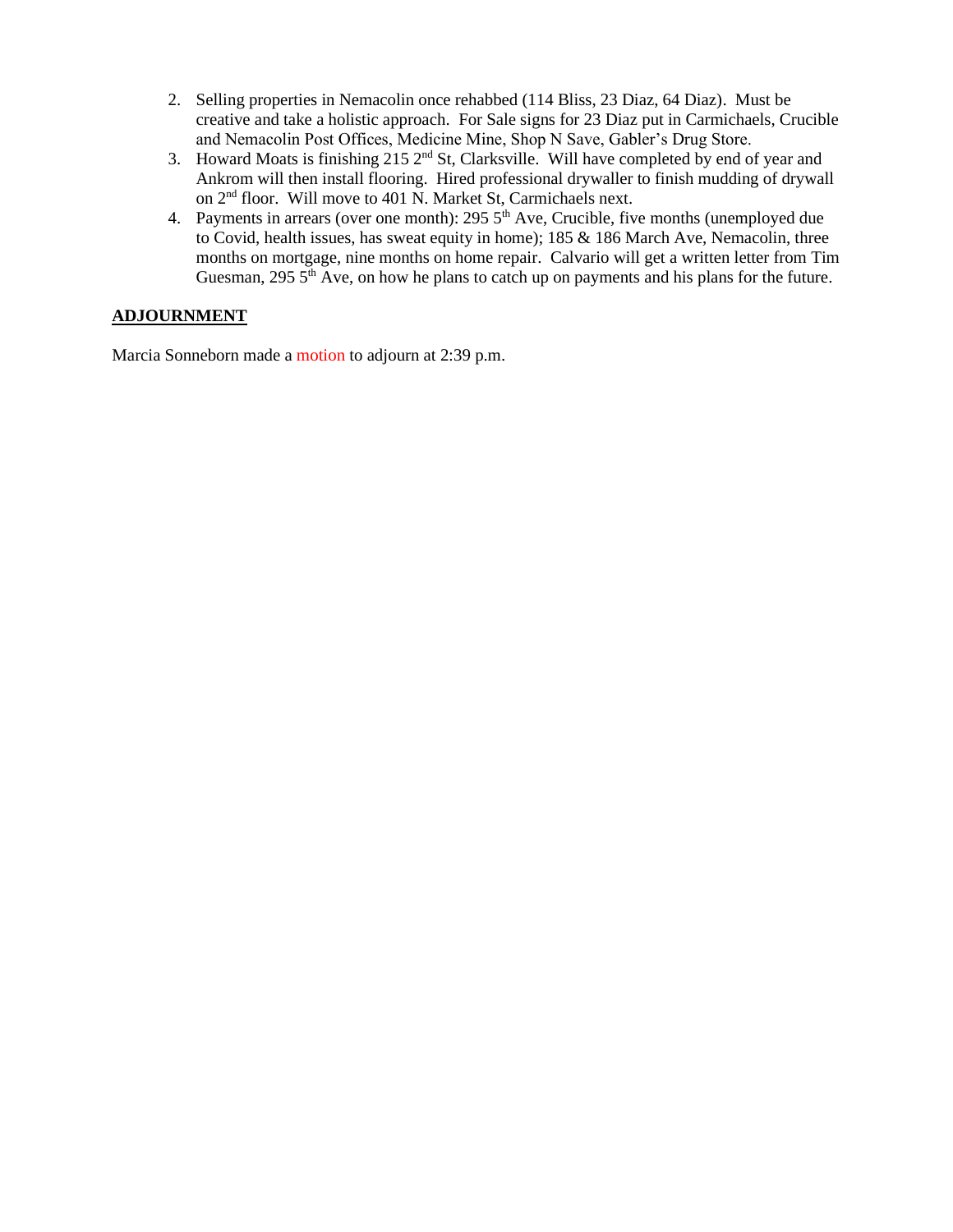2. Selling properties in Nemacolin once rehabbed (114 Bliss, 23 Diaz, 64 Diaz). Must be creative and take a holistic approach. For Sale signs for 23 Diaz put in Carmichaels, Crucible and Nemacolin Post Offices, Medicine Mine, Shop N Save, Gabler's Drug Store.
3. Howard Moats is finishing 215 2nd St, Clarksville. Will have completed by end of year and Ankrom will then install flooring. Hired professional drywaller to finish mudding of drywall on 2nd floor. Will move to 401 N. Market St, Carmichaels next.
4. Payments in arrears (over one month): 295 5th Ave, Crucible, five months (unemployed due to Covid, health issues, has sweat equity in home); 185 & 186 March Ave, Nemacolin, three months on mortgage, nine months on home repair. Calvario will get a written letter from Tim Guesman, 295 5th Ave, on how he plans to catch up on payments and his plans for the future.

**ADJOURNMENT**

Marcia Sonneborn made a motion to adjourn at 2:39 p.m.